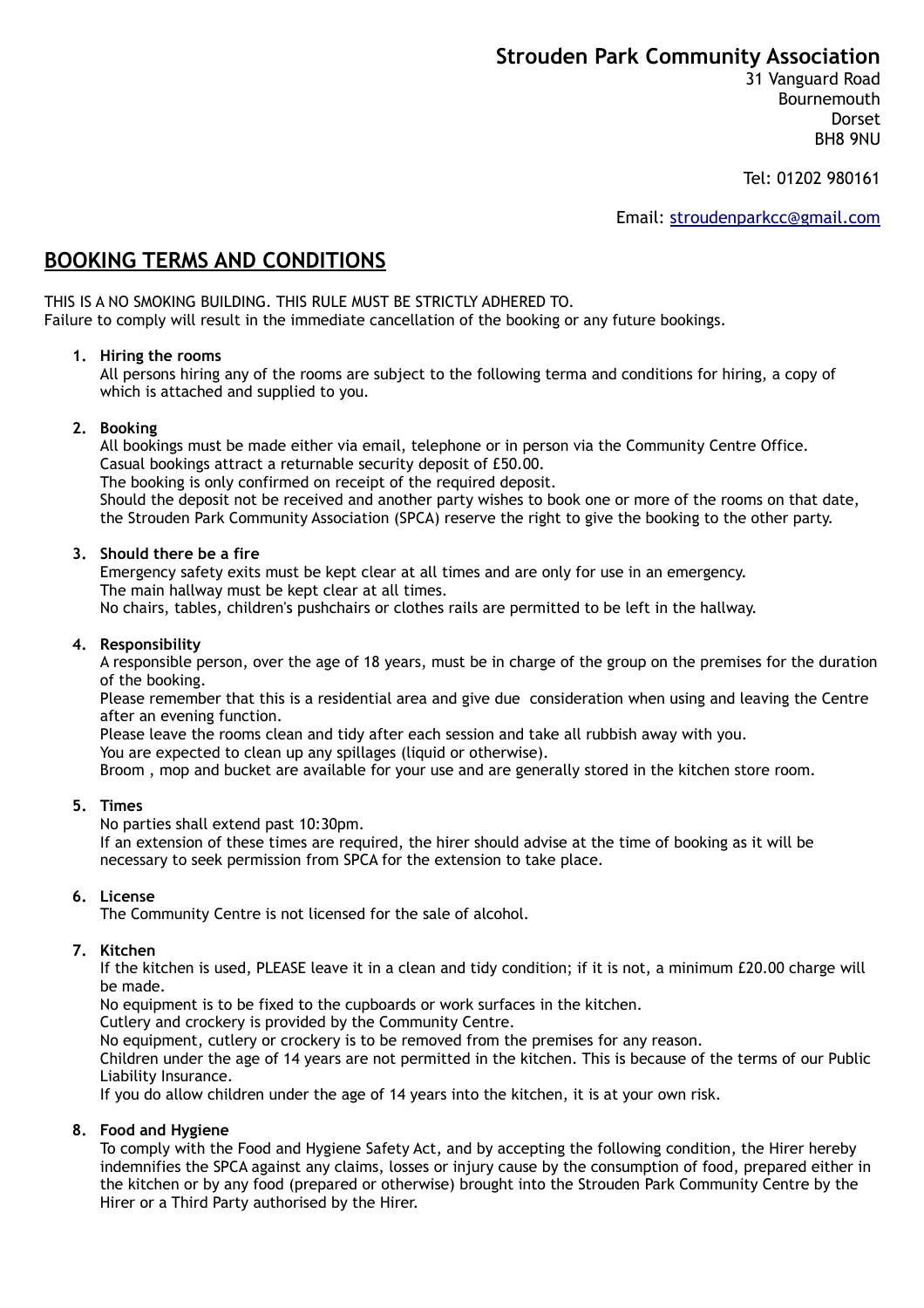## Strouden Park Community Association

31 Vanguard Road
Bournemouth
Dorset
BH8 9NU

Tel: 01202 980161

Email: stroudenparkcc@gmail.com

# BOOKING TERMS AND CONDITIONS

THIS IS A NO SMOKING BUILDING. THIS RULE MUST BE STRICTLY ADHERED TO.
Failure to comply will result in the immediate cancellation of the booking or any future bookings.

1. **Hiring the rooms**
   All persons hiring any of the rooms are subject to the following terma and conditions for hiring, a copy of which is attached and supplied to you.

2. **Booking**
   All bookings must be made either via email, telephone or in person via the Community Centre Office.
   Casual bookings attract a returnable security deposit of £50.00.
   The booking is only confirmed on receipt of the required deposit.
   Should the deposit not be received and another party wishes to book one or more of the rooms on that date, the Strouden Park Community Association (SPCA) reserve the right to give the booking to the other party.

3. **Should there be a fire**
   Emergency safety exits must be kept clear at all times and are only for use in an emergency.
   The main hallway must be kept clear at all times.
   No chairs, tables, children's pushchairs or clothes rails are permitted to be left in the hallway.

4. **Responsibility**
   A responsible person, over the age of 18 years, must be in charge of the group on the premises for the duration of the booking.
   Please remember that this is a residential area and give due consideration when using and leaving the Centre after an evening function.
   Please leave the rooms clean and tidy after each session and take all rubbish away with you.
   You are expected to clean up any spillages (liquid or otherwise).
   Broom , mop and bucket are available for your use and are generally stored in the kitchen store room.

5. **Times**
   No parties shall extend past 10:30pm.
   If an extension of these times are required, the hirer should advise at the time of booking as it will be necessary to seek permission from SPCA for the extension to take place.

6. **License**
   The Community Centre is not licensed for the sale of alcohol.

7. **Kitchen**
   If the kitchen is used, PLEASE leave it in a clean and tidy condition; if it is not, a minimum £20.00 charge will be made.
   No equipment is to be fixed to the cupboards or work surfaces in the kitchen.
   Cutlery and crockery is provided by the Community Centre.
   No equipment, cutlery or crockery is to be removed from the premises for any reason.
   Children under the age of 14 years are not permitted in the kitchen. This is because of the terms of our Public Liability Insurance.
   If you do allow children under the age of 14 years into the kitchen, it is at your own risk.

8. **Food and Hygiene**
   To comply with the Food and Hygiene Safety Act, and by accepting the following condition, the Hirer hereby indemnifies the SPCA against any claims, losses or injury cause by the consumption of food, prepared either in the kitchen or by any food (prepared or otherwise) brought into the Strouden Park Community Centre by the Hirer or a Third Party authorised by the Hirer.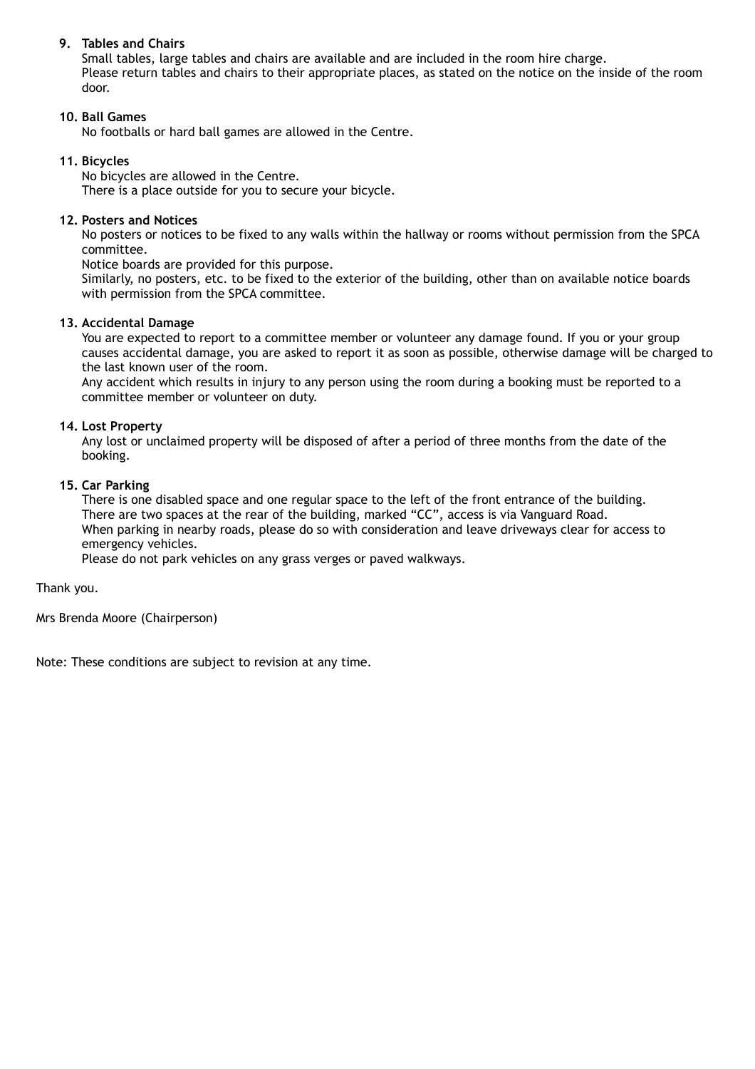9. **Tables and Chairs**
   Small tables, large tables and chairs are available and are included in the room hire charge.
   Please return tables and chairs to their appropriate places, as stated on the notice on the inside of the room door.

10. **Ball Games**
    No footballs or hard ball games are allowed in the Centre.

11. **Bicycles**
    No bicycles are allowed in the Centre.
    There is a place outside for you to secure your bicycle.

12. **Posters and Notices**
    No posters or notices to be fixed to any walls within the hallway or rooms without permission from the SPCA committee.
    Notice boards are provided for this purpose.
    Similarly, no posters, etc. to be fixed to the exterior of the building, other than on available notice boards with permission from the SPCA committee.

13. **Accidental Damage**
    You are expected to report to a committee member or volunteer any damage found. If you or your group causes accidental damage, you are asked to report it as soon as possible, otherwise damage will be charged to the last known user of the room.
    Any accident which results in injury to any person using the room during a booking must be reported to a committee member or volunteer on duty.

14. **Lost Property**
    Any lost or unclaimed property will be disposed of after a period of three months from the date of the booking.

15. **Car Parking**
    There is one disabled space and one regular space to the left of the front entrance of the building.
    There are two spaces at the rear of the building, marked "CC", access is via Vanguard Road.
    When parking in nearby roads, please do so with consideration and leave driveways clear for access to emergency vehicles.
    Please do not park vehicles on any grass verges or paved walkways.

Thank you.

Mrs Brenda Moore (Chairperson)

Note: These conditions are subject to revision at any time.